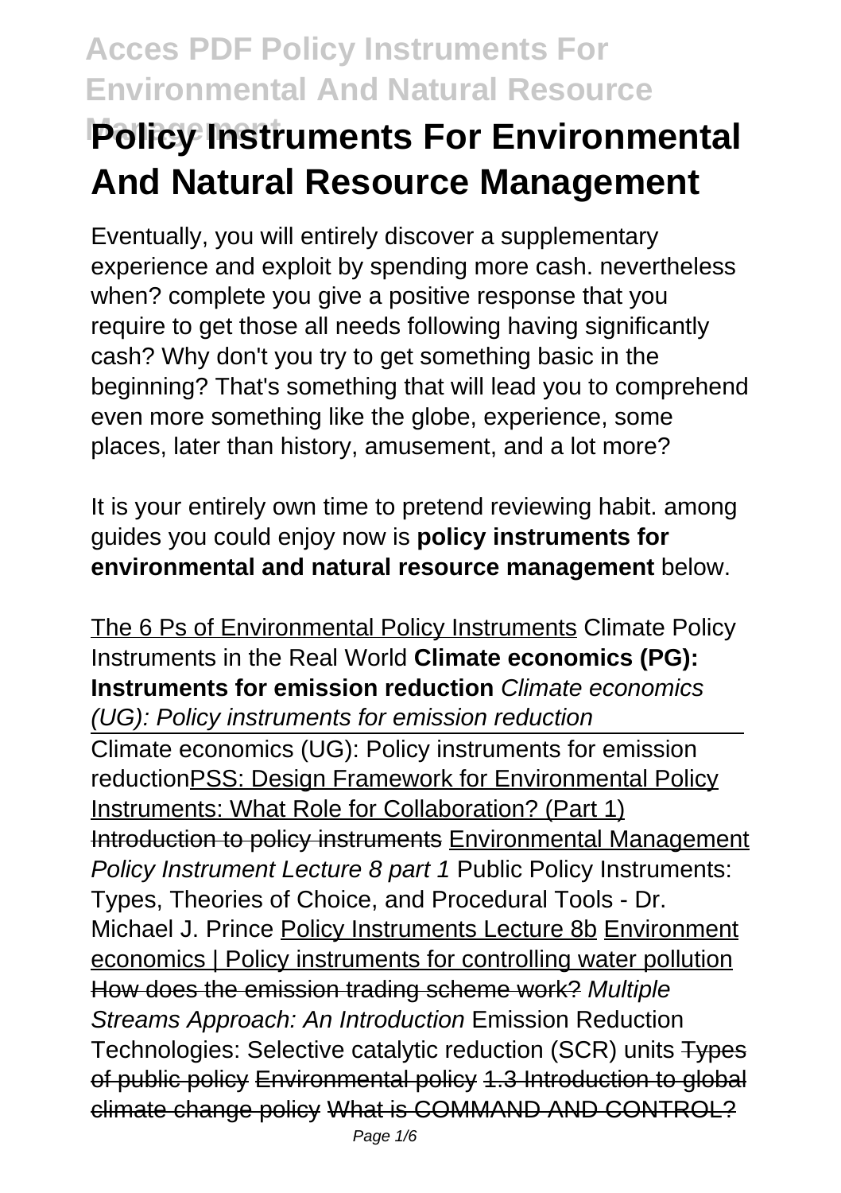# Policy Instruments For Environmental And Natural Resource Management

Eventually, you will entirely discover a supplementary experience and exploit by spending more cash. nevertheless when? complete you give a positive response that you require to get those all needs following having significantly cash? Why don't you try to get something basic in the beginning? That's something that will lead you to comprehend even more something like the globe, experience, some places, later than history, amusement, and a lot more?

It is your entirely own time to pretend reviewing habit. among guides you could enjoy now is **policy instruments for environmental and natural resource management** below.

The 6 Ps of Environmental Policy Instruments Climate Policy Instruments in the Real World **Climate economics (PG): Instruments for emission reduction** *Climate economics (UG): Policy instruments for emission reduction*

Climate economics (UG): Policy instruments for emission reductionPSS: Design Framework for Environmental Policy Instruments: What Role for Collaboration? (Part 1) Introduction to policy instruments Environmental Management *Policy Instrument Lecture 8 part 1* Public Policy Instruments: Types, Theories of Choice, and Procedural Tools - Dr. Michael J. Prince Policy Instruments Lecture 8b Environment economics | Policy instruments for controlling water pollution How does the emission trading scheme work? *Multiple Streams Approach: An Introduction* Emission Reduction Technologies: Selective catalytic reduction (SCR) units Types of public policy Environmental policy 1.3 Introduction to global climate change policy What is COMMAND AND CONTROL?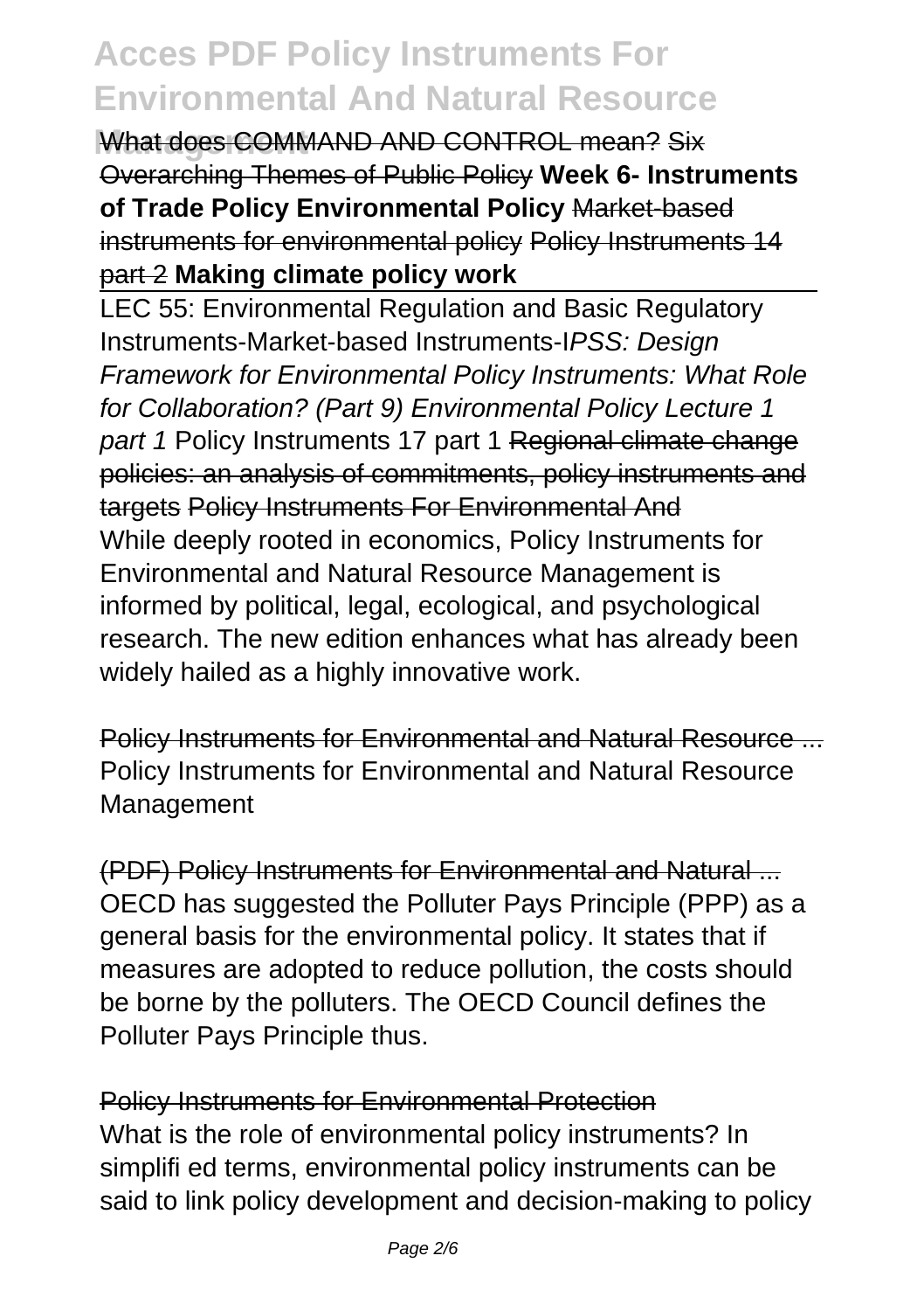What does COMMAND AND CONTROL mean? Six Overarching Themes of Public Policy **Week 6- Instruments of Trade Policy Environmental Policy** Market-based instruments for environmental policy Policy Instruments 14 part 2 **Making climate policy work**

LEC 55: Environmental Regulation and Basic Regulatory Instruments-Market-based Instruments-*IPSS: Design Framework for Environmental Policy Instruments: What Role for Collaboration? (Part 9) Environmental Policy Lecture 1 part 1* Policy Instruments 17 part 1 Regional climate change policies: an analysis of commitments, policy instruments and targets Policy Instruments For Environmental And

While deeply rooted in economics, Policy Instruments for Environmental and Natural Resource Management is informed by political, legal, ecological, and psychological research. The new edition enhances what has already been widely hailed as a highly innovative work.

Policy Instruments for Environmental and Natural Resource ...

Policy Instruments for Environmental and Natural Resource Management

(PDF) Policy Instruments for Environmental and Natural ...

OECD has suggested the Polluter Pays Principle (PPP) as a general basis for the environmental policy. It states that if measures are adopted to reduce pollution, the costs should be borne by the polluters. The OECD Council defines the Polluter Pays Principle thus.

Policy Instruments for Environmental Protection

What is the role of environmental policy instruments? In simplifi ed terms, environmental policy instruments can be said to link policy development and decision-making to policy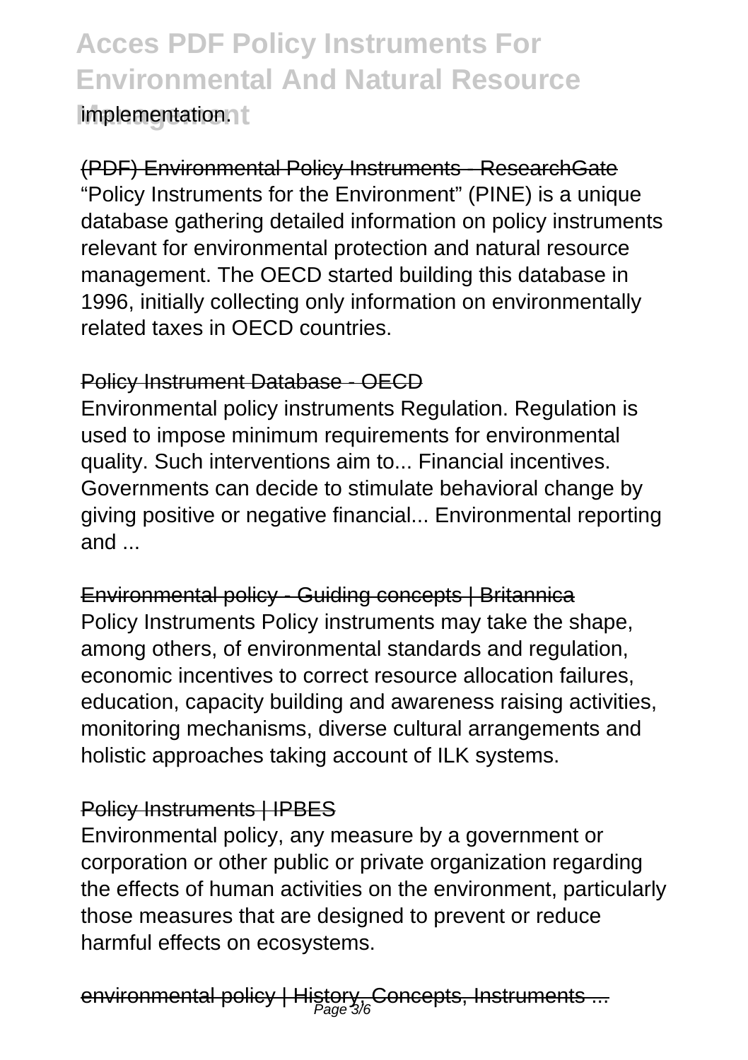implementation.

(PDF) Environmental Policy Instruments - ResearchGate

"Policy Instruments for the Environment" (PINE) is a unique database gathering detailed information on policy instruments relevant for environmental protection and natural resource management. The OECD started building this database in 1996, initially collecting only information on environmentally related taxes in OECD countries.

Policy Instrument Database - OECD

Environmental policy instruments Regulation. Regulation is used to impose minimum requirements for environmental quality. Such interventions aim to... Financial incentives. Governments can decide to stimulate behavioral change by giving positive or negative financial... Environmental reporting and ...

Environmental policy - Guiding concepts | Britannica

Policy Instruments Policy instruments may take the shape, among others, of environmental standards and regulation, economic incentives to correct resource allocation failures, education, capacity building and awareness raising activities, monitoring mechanisms, diverse cultural arrangements and holistic approaches taking account of ILK systems.

Policy Instruments | IPBES

Environmental policy, any measure by a government or corporation or other public or private organization regarding the effects of human activities on the environment, particularly those measures that are designed to prevent or reduce harmful effects on ecosystems.

environmental policy | History, Concepts, Instruments ...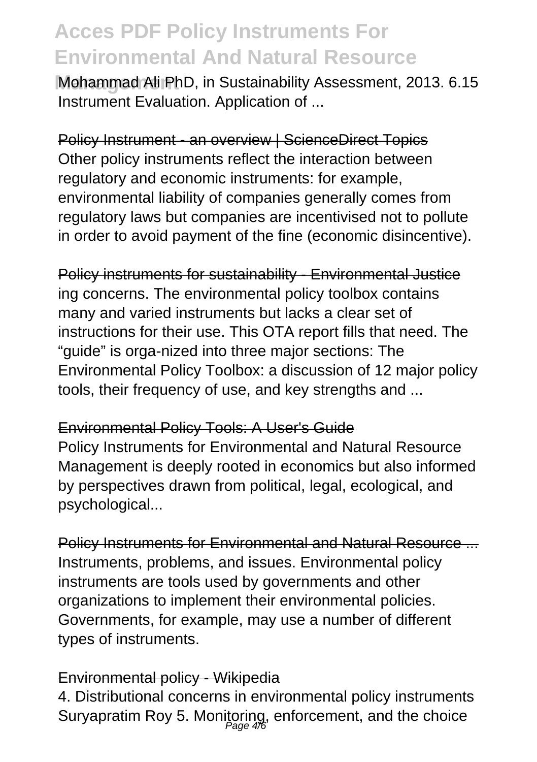Mohammad Ali PhD, in Sustainability Assessment, 2013. 6.15 Instrument Evaluation. Application of ...

Policy Instrument - an overview | ScienceDirect Topics

Other policy instruments reflect the interaction between regulatory and economic instruments: for example, environmental liability of companies generally comes from regulatory laws but companies are incentivised not to pollute in order to avoid payment of the fine (economic disincentive).

Policy instruments for sustainability - Environmental Justice

ing concerns. The environmental policy toolbox contains many and varied instruments but lacks a clear set of instructions for their use. This OTA report fills that need. The "guide" is orga-nized into three major sections: The Environmental Policy Toolbox: a discussion of 12 major policy tools, their frequency of use, and key strengths and ...

Environmental Policy Tools: A User's Guide

Policy Instruments for Environmental and Natural Resource Management is deeply rooted in economics but also informed by perspectives drawn from political, legal, ecological, and psychological...

Policy Instruments for Environmental and Natural Resource ...

Instruments, problems, and issues. Environmental policy instruments are tools used by governments and other organizations to implement their environmental policies. Governments, for example, may use a number of different types of instruments.

Environmental policy - Wikipedia

4. Distributional concerns in environmental policy instruments Suryapratim Roy 5. Monitoring, enforcement, and the choice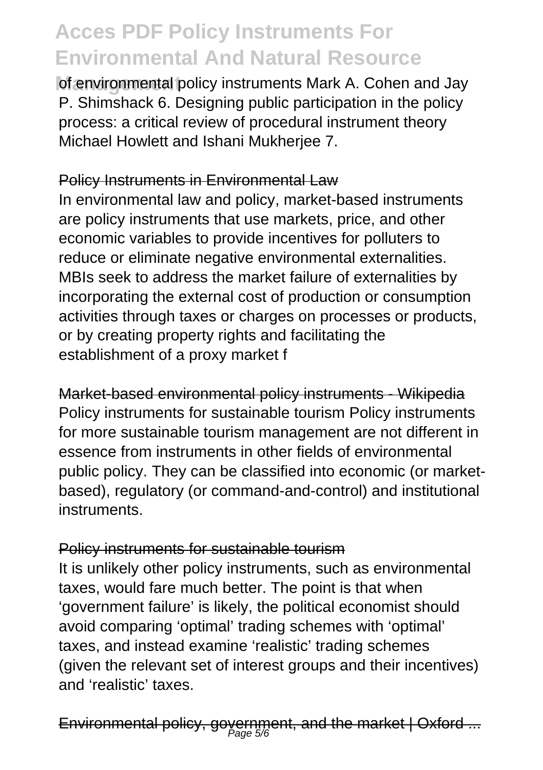of environmental policy instruments Mark A. Cohen and Jay P. Shimshack 6. Designing public participation in the policy process: a critical review of procedural instrument theory Michael Howlett and Ishani Mukherjee 7.

Policy Instruments in Environmental Law

In environmental law and policy, market-based instruments are policy instruments that use markets, price, and other economic variables to provide incentives for polluters to reduce or eliminate negative environmental externalities. MBIs seek to address the market failure of externalities by incorporating the external cost of production or consumption activities through taxes or charges on processes or products, or by creating property rights and facilitating the establishment of a proxy market f

Market-based environmental policy instruments - Wikipedia

Policy instruments for sustainable tourism Policy instruments for more sustainable tourism management are not different in essence from instruments in other fields of environmental public policy. They can be classified into economic (or market-based), regulatory (or command-and-control) and institutional instruments.

Policy instruments for sustainable tourism

It is unlikely other policy instruments, such as environmental taxes, would fare much better. The point is that when 'government failure' is likely, the political economist should avoid comparing 'optimal' trading schemes with 'optimal' taxes, and instead examine 'realistic' trading schemes (given the relevant set of interest groups and their incentives) and 'realistic' taxes.

Environmental policy, government, and the market | Oxford ...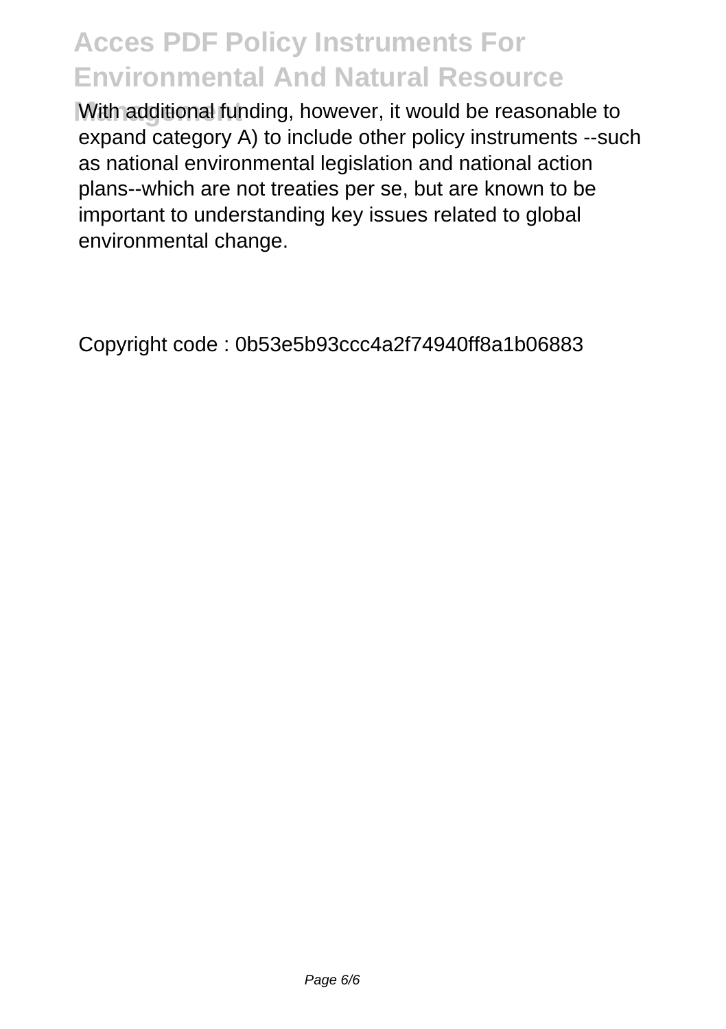With additional funding, however, it would be reasonable to expand category A) to include other policy instruments --such as national environmental legislation and national action plans--which are not treaties per se, but are known to be important to understanding key issues related to global environmental change.

Copyright code : 0b53e5b93ccc4a2f74940ff8a1b06883